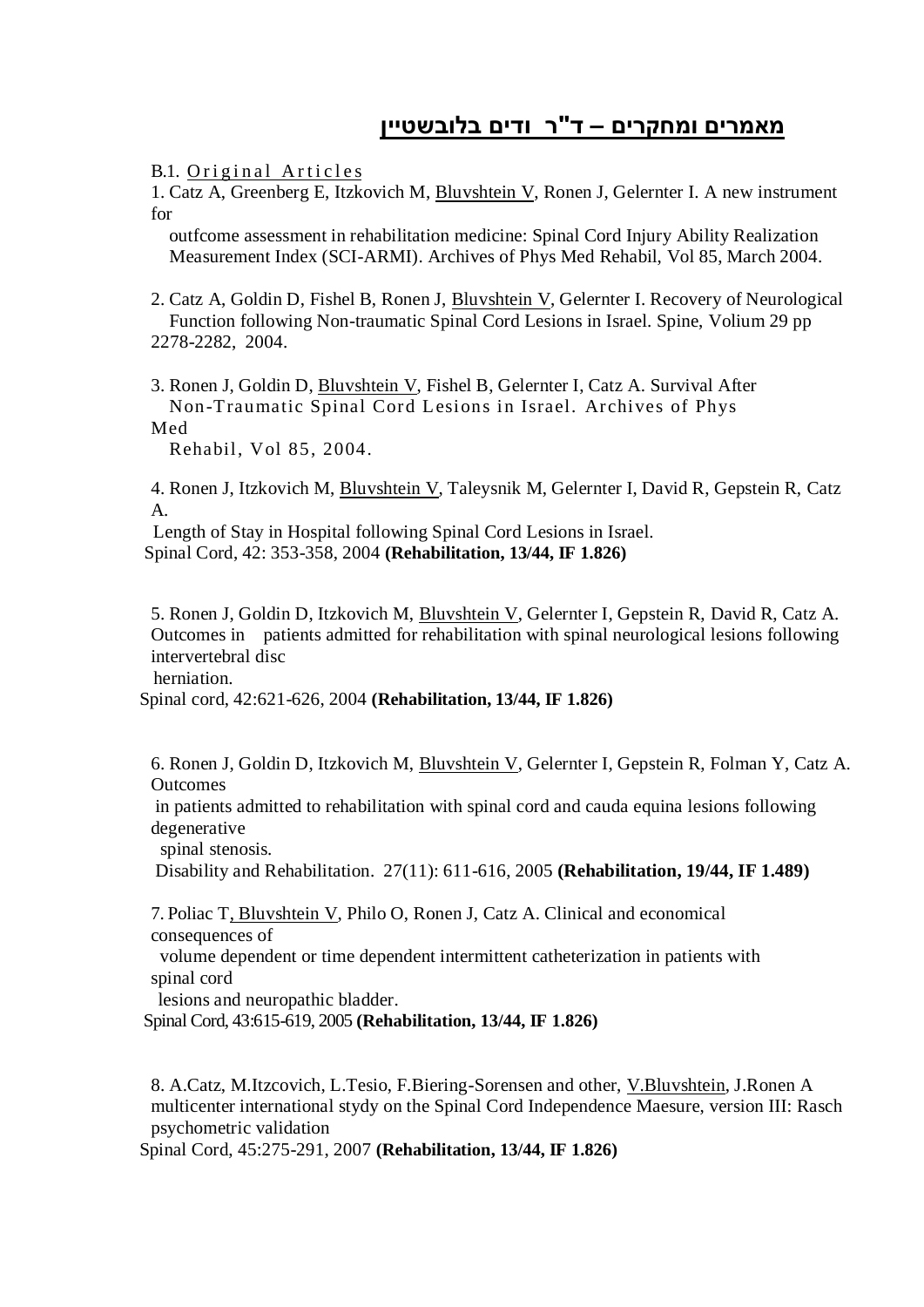# <u>מאמרים ומחקרים – ד"ר ודים בלובשטיין</u>

B.1. <u>Original Articles</u>

1. Catz A, Greenberg E, Itzkovich M, <u>Bluvshtein V</u>, Ronen J, Gelernter I. A new instrument for outfcome assessment in rehabilitation medicine: Spinal Cord Injury Ability Realization Measurement Index (SCI-ARMI). Archives of Phys Med Rehabil, Vol 85, March 2004.

2. Catz A, Goldin D, Fishel B, Ronen J, <u>Bluvshtein V</u>, Gelernter I. Recovery of Neurological Function following Non-traumatic Spinal Cord Lesions in Israel. Spine, Volium 29 pp 2278-2282, 2004.

3. Ronen J, Goldin D, <u>Bluvshtein V</u>, Fishel B, Gelernter I, Catz A. Survival After Non-Traumatic Spinal Cord Lesions in Israel. Archives of Phys Med Rehabil, Vol 85, 2004.

4. Ronen J, Itzkovich M, <u>Bluvshtein V</u>, Taleysnik M, Gelernter I, David R, Gepstein R, Catz A. Length of Stay in Hospital following Spinal Cord Lesions in Israel. Spinal Cord, 42: 353-358, 2004 **(Rehabilitation, 13/44, IF 1.826)**

5. Ronen J, Goldin D, Itzkovich M, <u>Bluvshtein V</u>, Gelernter I, Gepstein R, David R, Catz A. Outcomes in patients admitted for rehabilitation with spinal neurological lesions following intervertebral disc herniation. Spinal cord, 42:621-626, 2004 **(Rehabilitation, 13/44, IF 1.826)**

6. Ronen J, Goldin D, Itzkovich M, <u>Bluvshtein V</u>, Gelernter I, Gepstein R, Folman Y, Catz A. Outcomes in patients admitted to rehabilitation with spinal cord and cauda equina lesions following degenerative spinal stenosis. Disability and Rehabilitation. 27(11): 611-616, 2005 **(Rehabilitation, 19/44, IF 1.489)**

7. Poliac T<u>, Bluvshtein V</u>, Philo O, Ronen J, Catz A. Clinical and economical consequences of volume dependent or time dependent intermittent catheterization in patients with spinal cord lesions and neuropathic bladder. Spinal Cord, 43:615-619, 2005 **(Rehabilitation, 13/44, IF 1.826)**

8. A.Catz, M.Itzcovich, L.Tesio, F.Biering-Sorensen and other, <u>V.Bluvshtein</u>, J.Ronen A multicenter international stydy on the Spinal Cord Independence Maesure, version III: Rasch psychometric validation Spinal Cord, 45:275-291, 2007 **(Rehabilitation, 13/44, IF 1.826)**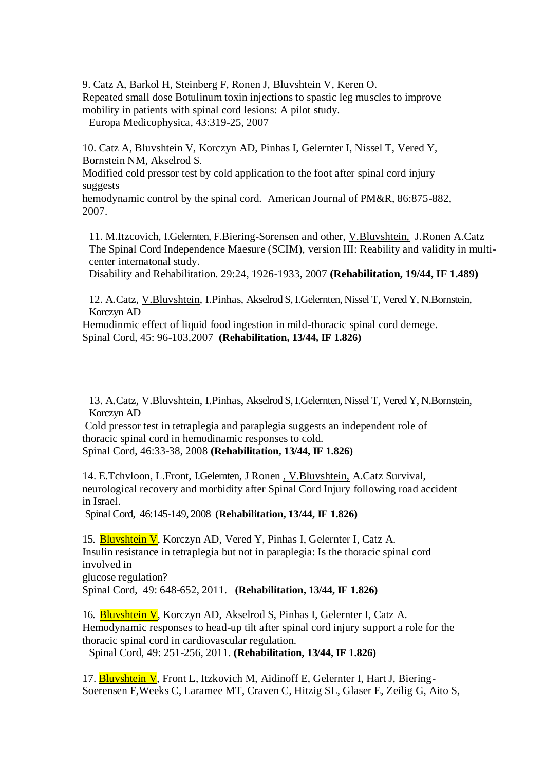9. Catz A, Barkol H, Steinberg F, Ronen J, Bluvshtein V, Keren O.
Repeated small dose Botulinum toxin injections to spastic leg muscles to improve mobility in patients with spinal cord lesions: A pilot study.
Europa Medicophysica, 43:319-25, 2007

10. Catz A, Bluvshtein V, Korczyn AD, Pinhas I, Gelernter I, Nissel T, Vered Y, Bornstein NM, Akselrod S.
Modified cold pressor test by cold application to the foot after spinal cord injury suggests
hemodynamic control by the spinal cord. American Journal of PM&R, 86:875-882, 2007.

11. M.Itzcovich, I.Gelernten, F.Biering-Sorensen and other, V.Bluvshtein, J.Ronen A.Catz
The Spinal Cord Independence Maesure (SCIM), version III: Reability and validity in multi-center internatonal study.
Disability and Rehabilitation. 29:24, 1926-1933, 2007 **(Rehabilitation, 19/44, IF 1.489)**

12. A.Catz, V.Bluvshtein, I.Pinhas, Akselrod S, I.Gelernten, Nissel T, Vered Y, N.Bornstein, Korczyn AD
Hemodinmic effect of liquid food ingestion in mild-thoracic spinal cord demege.
Spinal Cord, 45: 96-103,2007 **(Rehabilitation, 13/44, IF 1.826)**

13. A.Catz, V.Bluvshtein, I.Pinhas, Akselrod S, I.Gelernten, Nissel T, Vered Y, N.Bornstein, Korczyn AD
Cold pressor test in tetraplegia and paraplegia suggests an independent role of thoracic spinal cord in hemodinamic responses to cold.
Spinal Cord, 46:33-38, 2008 **(Rehabilitation, 13/44, IF 1.826)**

14. E.Tchvloon, L.Front, I.Gelernten, J Ronen , V.Bluvshtein, A.Catz Survival, neurological recovery and morbidity after Spinal Cord Injury following road accident in Israel.
Spinal Cord, 46:145-149, 2008 **(Rehabilitation, 13/44, IF 1.826)**

15. Bluvshtein V, Korczyn AD, Vered Y, Pinhas I, Gelernter I, Catz A.
Insulin resistance in tetraplegia but not in paraplegia: Is the thoracic spinal cord involved in
glucose regulation?
Spinal Cord, 49: 648-652, 2011. **(Rehabilitation, 13/44, IF 1.826)**

16. Bluvshtein V, Korczyn AD, Akselrod S, Pinhas I, Gelernter I, Catz A.
Hemodynamic responses to head-up tilt after spinal cord injury support a role for the thoracic spinal cord in cardiovascular regulation.
Spinal Cord, 49: 251-256, 2011. **(Rehabilitation, 13/44, IF 1.826)**

17. Bluvshtein V, Front L, Itzkovich M, Aidinoff E, Gelernter I, Hart J, Biering-Soerensen F,Weeks C, Laramee MT, Craven C, Hitzig SL, Glaser E, Zeilig G, Aito S,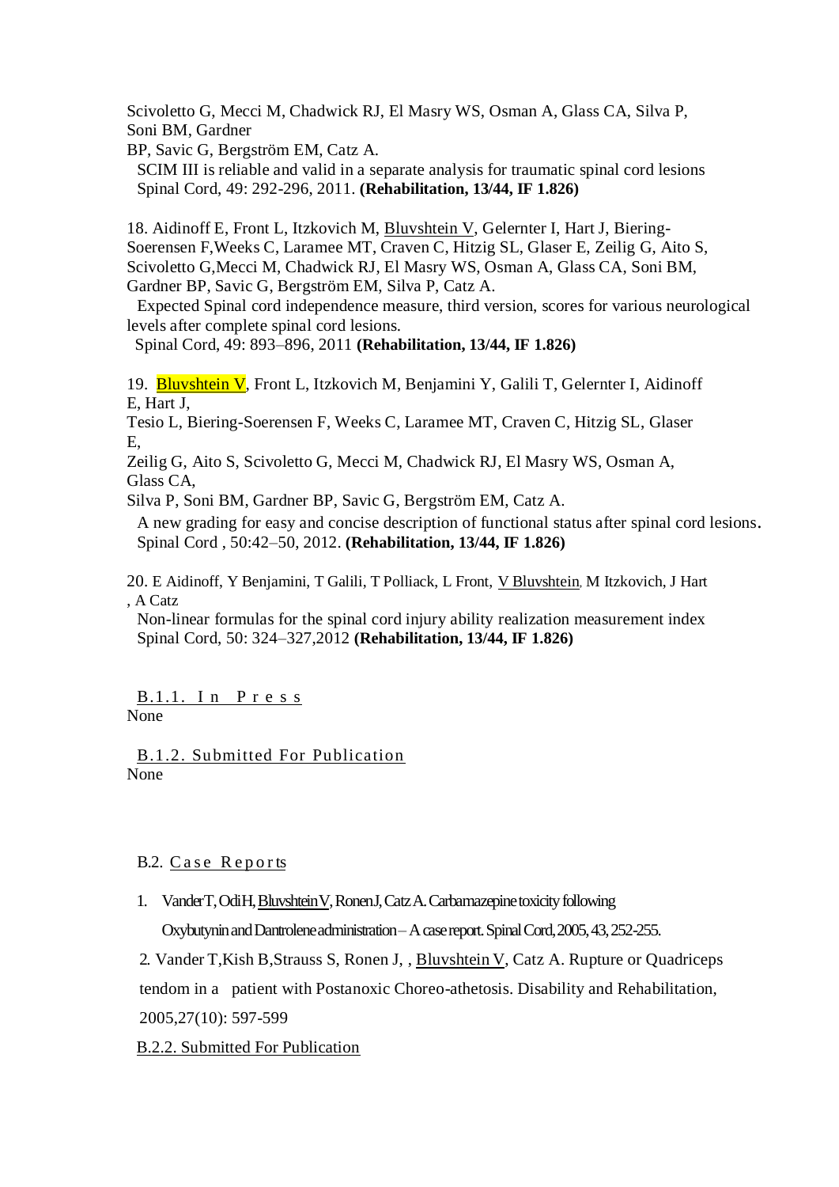Scivoletto G, Mecci M, Chadwick RJ, El Masry WS, Osman A, Glass CA, Silva P, Soni BM, Gardner BP, Savic G, Bergström EM, Catz A.

SCIM III is reliable and valid in a separate analysis for traumatic spinal cord lesions Spinal Cord, 49: 292-296, 2011. **(Rehabilitation, 13/44, IF 1.826)**

18. Aidinoff E, Front L, Itzkovich M, Bluvshtein V, Gelernter I, Hart J, Biering-Soerensen F,Weeks C, Laramee MT, Craven C, Hitzig SL, Glaser E, Zeilig G, Aito S, Scivoletto G,Mecci M, Chadwick RJ, El Masry WS, Osman A, Glass CA, Soni BM, Gardner BP, Savic G, Bergström EM, Silva P, Catz A.
    Expected Spinal cord independence measure, third version, scores for various neurological levels after complete spinal cord lesions.
    Spinal Cord, 49: 893–896, 2011 **(Rehabilitation, 13/44, IF 1.826)**

19. Bluvshtein V, Front L, Itzkovich M, Benjamini Y, Galili T, Gelernter I, Aidinoff E, Hart J, Tesio L, Biering-Soerensen F, Weeks C, Laramee MT, Craven C, Hitzig SL, Glaser E, Zeilig G, Aito S, Scivoletto G, Mecci M, Chadwick RJ, El Masry WS, Osman A, Glass CA, Silva P, Soni BM, Gardner BP, Savic G, Bergström EM, Catz A.
    A new grading for easy and concise description of functional status after spinal cord lesions.
    Spinal Cord , 50:42–50, 2012. **(Rehabilitation, 13/44, IF 1.826)**

20. E Aidinoff, Y Benjamini, T Galili, T Polliack, L Front, V Bluvshtein, M Itzkovich, J Hart , A Catz
    Non-linear formulas for the spinal cord injury ability realization measurement index
    Spinal Cord, 50: 324–327,2012 **(Rehabilitation, 13/44, IF 1.826)**

B.1.1. In Press

None

B.1.2. Submitted For Publication

None

B.2. Case Reports

1. Vander T, Odi H, Bluvshtein V, Ronen J, Catz A. Carbamazepine toxicity following Oxybutynin and Dantrolene administration – A case report. Spinal Cord, 2005, 43, 252-255.
2. Vander T,Kish B,Strauss S, Ronen J, , Bluvshtein V, Catz A. Rupture or Quadriceps tendom in a patient with Postanoxic Choreo-athetosis. Disability and Rehabilitation, 2005,27(10): 597-599

B.2.2. Submitted For Publication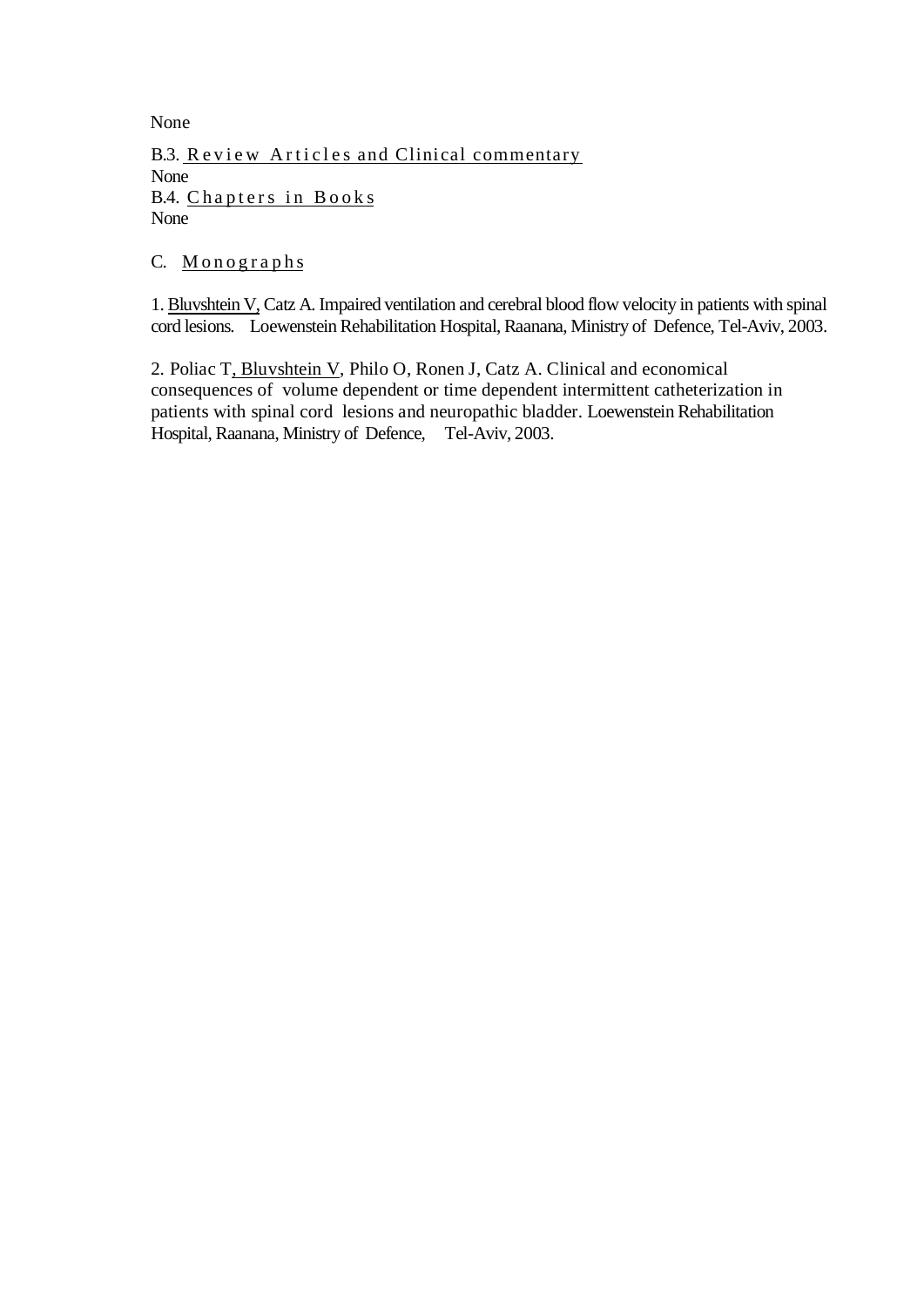None

B.3. Review Articles and Clinical commentary
None
B.4. Chapters in Books
None

C. Monographs

1. Bluvshtein V, Catz A. Impaired ventilation and cerebral blood flow velocity in patients with spinal cord lesions. Loewenstein Rehabilitation Hospital, Raanana, Ministry of Defence, Tel-Aviv, 2003.

2. Poliac T, Bluvshtein V, Philo O, Ronen J, Catz A. Clinical and economical consequences of volume dependent or time dependent intermittent catheterization in patients with spinal cord lesions and neuropathic bladder. Loewenstein Rehabilitation Hospital, Raanana, Ministry of Defence, Tel-Aviv, 2003.